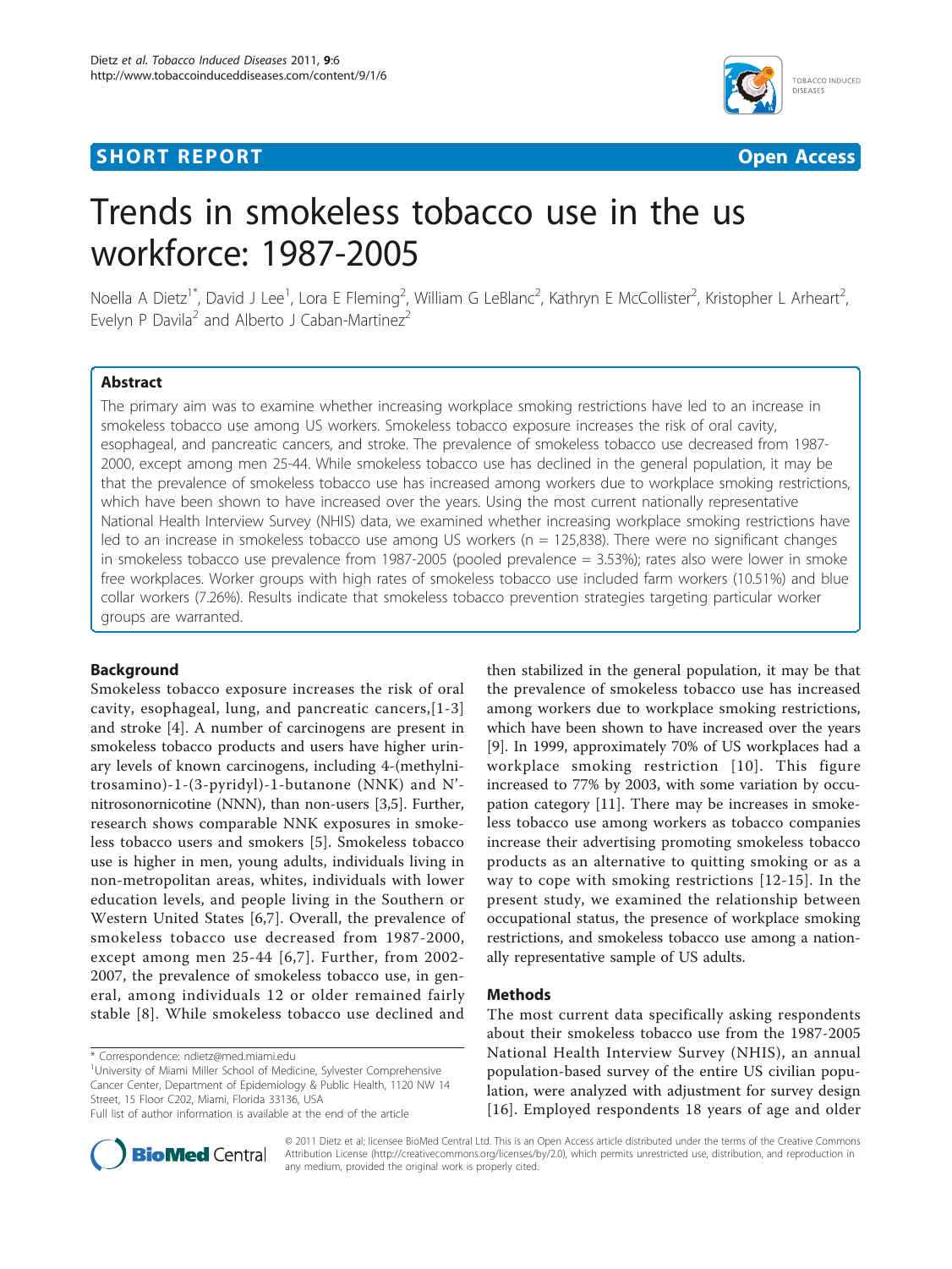**SHORT REPORT** **Open Access**

# Trends in smokeless tobacco use in the us workforce: 1987-2005

Noella A Dietz[1*], David J Lee[1], Lora E Fleming[2], William G LeBlanc[2], Kathryn E McCollister[2], Kristopher L Arheart[2], Evelyn P Davila[2] and Alberto J Caban-Martinez[2]

## Abstract

The primary aim was to examine whether increasing workplace smoking restrictions have led to an increase in smokeless tobacco use among US workers. Smokeless tobacco exposure increases the risk of oral cavity, esophageal, and pancreatic cancers, and stroke. The prevalence of smokeless tobacco use decreased from 1987-2000, except among men 25-44. While smokeless tobacco use has declined in the general population, it may be that the prevalence of smokeless tobacco use has increased among workers due to workplace smoking restrictions, which have been shown to have increased over the years. Using the most current nationally representative National Health Interview Survey (NHIS) data, we examined whether increasing workplace smoking restrictions have led to an increase in smokeless tobacco use among US workers (n = 125,838). There were no significant changes in smokeless tobacco use prevalence from 1987-2005 (pooled prevalence = 3.53%); rates also were lower in smoke free workplaces. Worker groups with high rates of smokeless tobacco use included farm workers (10.51%) and blue collar workers (7.26%). Results indicate that smokeless tobacco prevention strategies targeting particular worker groups are warranted.

## Background

Smokeless tobacco exposure increases the risk of oral cavity, esophageal, lung, and pancreatic cancers,[1-3] and stroke [4]. A number of carcinogens are present in smokeless tobacco products and users have higher urinary levels of known carcinogens, including 4-(methylnitrosamino)-1-(3-pyridyl)-1-butanone (NNK) and N'-nitrosonornicotine (NNN), than non-users [3,5]. Further, research shows comparable NNK exposures in smokeless tobacco users and smokers [5]. Smokeless tobacco use is higher in men, young adults, individuals living in non-metropolitan areas, whites, individuals with lower education levels, and people living in the Southern or Western United States [6,7]. Overall, the prevalence of smokeless tobacco use decreased from 1987-2000, except among men 25-44 [6,7]. Further, from 2002-2007, the prevalence of smokeless tobacco use, in general, among individuals 12 or older remained fairly stable [8]. While smokeless tobacco use declined and then stabilized in the general population, it may be that the prevalence of smokeless tobacco use has increased among workers due to workplace smoking restrictions, which have been shown to have increased over the years [9]. In 1999, approximately 70% of US workplaces had a workplace smoking restriction [10]. This figure increased to 77% by 2003, with some variation by occupation category [11]. There may be increases in smokeless tobacco use among workers as tobacco companies increase their advertising promoting smokeless tobacco products as an alternative to quitting smoking or as a way to cope with smoking restrictions [12-15]. In the present study, we examined the relationship between occupational status, the presence of workplace smoking restrictions, and smokeless tobacco use among a nationally representative sample of US adults.

## Methods

The most current data specifically asking respondents about their smokeless tobacco use from the 1987-2005 National Health Interview Survey (NHIS), an annual population-based survey of the entire US civilian population, were analyzed with adjustment for survey design [16]. Employed respondents 18 years of age and older

\* Correspondence: ndietz@med.miami.edu
[1]University of Miami Miller School of Medicine, Sylvester Comprehensive Cancer Center, Department of Epidemiology & Public Health, 1120 NW 14 Street, 15 Floor C202, Miami, Florida 33136, USA
Full list of author information is available at the end of the article

© 2011 Dietz et al; licensee BioMed Central Ltd. This is an Open Access article distributed under the terms of the Creative Commons Attribution License (http://creativecommons.org/licenses/by/2.0), which permits unrestricted use, distribution, and reproduction in any medium, provided the original work is properly cited.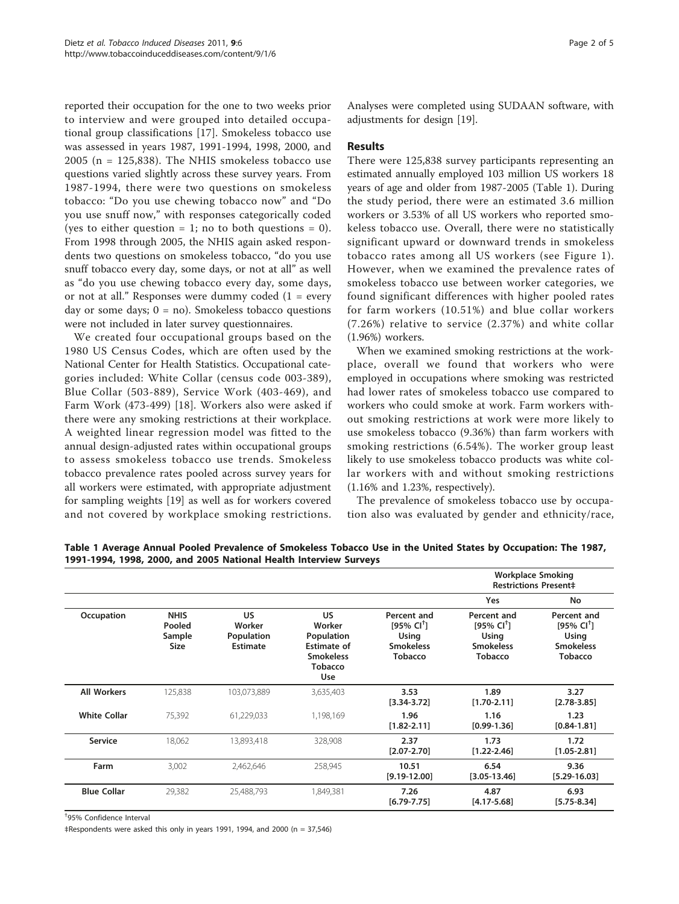reported their occupation for the one to two weeks prior to interview and were grouped into detailed occupational group classifications [17]. Smokeless tobacco use was assessed in years 1987, 1991-1994, 1998, 2000, and 2005 (n = 125,838). The NHIS smokeless tobacco use questions varied slightly across these survey years. From 1987-1994, there were two questions on smokeless tobacco: "Do you use chewing tobacco now" and "Do you use snuff now," with responses categorically coded (yes to either question = 1; no to both questions = 0). From 1998 through 2005, the NHIS again asked respondents two questions on smokeless tobacco, "do you use snuff tobacco every day, some days, or not at all" as well as "do you use chewing tobacco every day, some days, or not at all." Responses were dummy coded (1 = every day or some days; 0 = no). Smokeless tobacco questions were not included in later survey questionnaires.

We created four occupational groups based on the 1980 US Census Codes, which are often used by the National Center for Health Statistics. Occupational categories included: White Collar (census code 003-389), Blue Collar (503-889), Service Work (403-469), and Farm Work (473-499) [18]. Workers also were asked if there were any smoking restrictions at their workplace. A weighted linear regression model was fitted to the annual design-adjusted rates within occupational groups to assess smokeless tobacco use trends. Smokeless tobacco prevalence rates pooled across survey years for all workers were estimated, with appropriate adjustment for sampling weights [19] as well as for workers covered and not covered by workplace smoking restrictions. Analyses were completed using SUDAAN software, with adjustments for design [19].

## Results

There were 125,838 survey participants representing an estimated annually employed 103 million US workers 18 years of age and older from 1987-2005 (Table 1). During the study period, there were an estimated 3.6 million workers or 3.53% of all US workers who reported smokeless tobacco use. Overall, there were no statistically significant upward or downward trends in smokeless tobacco rates among all US workers (see Figure 1). However, when we examined the prevalence rates of smokeless tobacco use between worker categories, we found significant differences with higher pooled rates for farm workers (10.51%) and blue collar workers (7.26%) relative to service (2.37%) and white collar (1.96%) workers.

When we examined smoking restrictions at the workplace, overall we found that workers who were employed in occupations where smoking was restricted had lower rates of smokeless tobacco use compared to workers who could smoke at work. Farm workers without smoking restrictions at work were more likely to use smokeless tobacco (9.36%) than farm workers with smoking restrictions (6.54%). The worker group least likely to use smokeless tobacco products was white collar workers with and without smoking restrictions (1.16% and 1.23%, respectively).

The prevalence of smokeless tobacco use by occupation also was evaluated by gender and ethnicity/race,

**Table 1 Average Annual Pooled Prevalence of Smokeless Tobacco Use in the United States by Occupation: The 1987, 1991-1994, 1998, 2000, and 2005 National Health Interview Surveys**

| | | | | | Workplace Smoking Restrictions Present‡ | |
|---|---|---|---|---|---|---|
| | | | | | Yes | No |
| **Occupation** | **NHIS Pooled Sample Size** | **US Worker Population Estimate** | **US Worker Population Estimate of Smokeless Tobacco Use** | **Percent and [95% CI†] Using Smokeless Tobacco** | **Percent and [95% CI†] Using Smokeless Tobacco** | **Percent and [95% CI†] Using Smokeless Tobacco** |
| **All Workers** | 125,838 | 103,073,889 | 3,635,403 | **3.53** [3.34-3.72] | **1.89** [1.70-2.11] | **3.27** [2.78-3.85] |
| **White Collar** | 75,392 | 61,229,033 | 1,198,169 | **1.96** [1.82-2.11] | **1.16** [0.99-1.36] | **1.23** [0.84-1.81] |
| **Service** | 18,062 | 13,893,418 | 328,908 | **2.37** [2.07-2.70] | **1.73** [1.22-2.46] | **1.72** [1.05-2.81] |
| **Farm** | 3,002 | 2,462,646 | 258,945 | **10.51** [9.19-12.00] | **6.54** [3.05-13.46] | **9.36** [5.29-16.03] |
| **Blue Collar** | 29,382 | 25,488,793 | 1,849,381 | **7.26** [6.79-7.75] | **4.87** [4.17-5.68] | **6.93** [5.75-8.34] |

†95% Confidence Interval

‡Respondents were asked this only in years 1991, 1994, and 2000 (n = 37,546)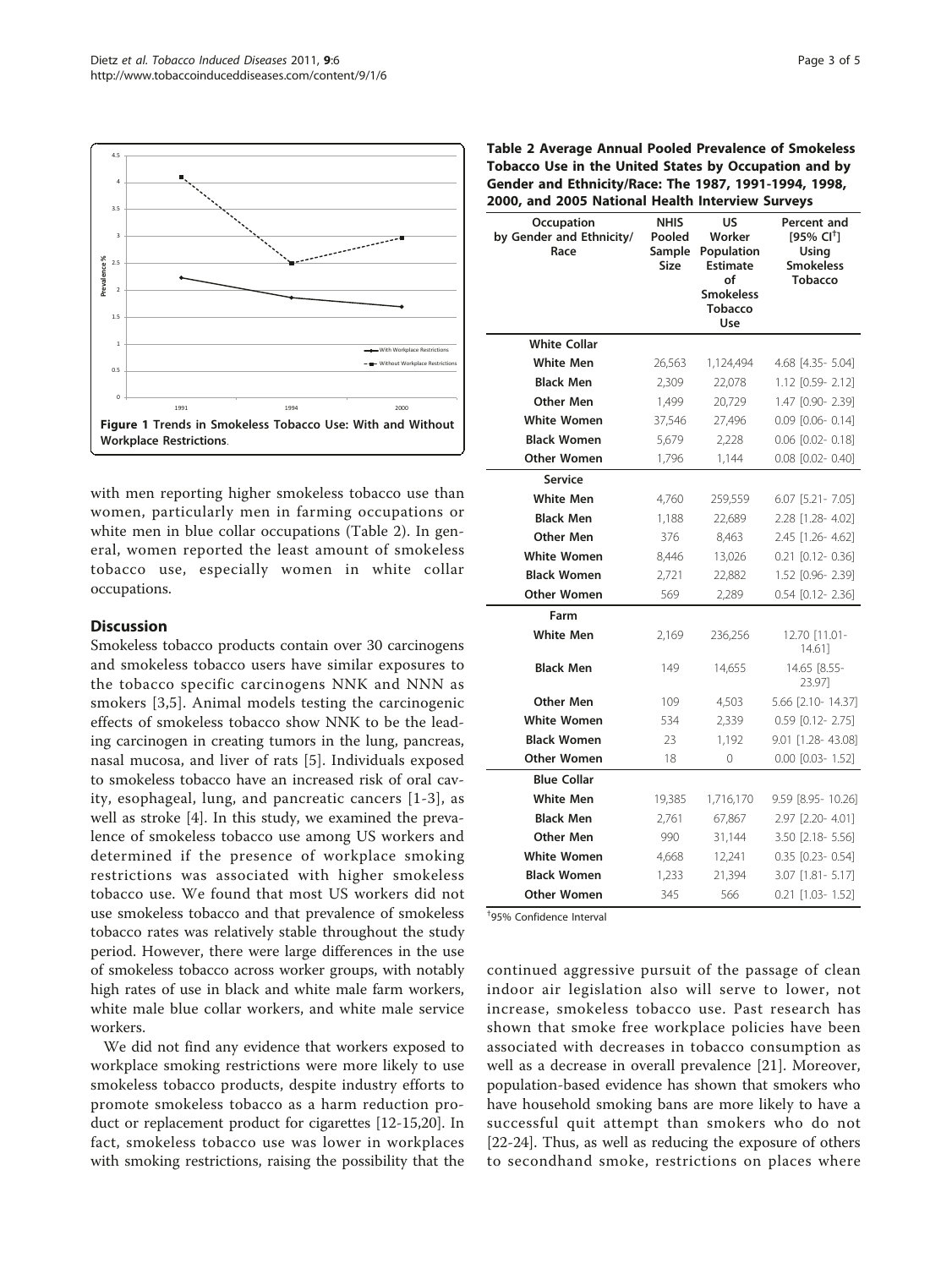Figure 1 Trends in Smokeless Tobacco Use: With and Without Workplace Restrictions.

with men reporting higher smokeless tobacco use than women, particularly men in farming occupations or white men in blue collar occupations (Table 2). In general, women reported the least amount of smokeless tobacco use, especially women in white collar occupations.

## Discussion

Smokeless tobacco products contain over 30 carcinogens and smokeless tobacco users have similar exposures to the tobacco specific carcinogens NNK and NNN as smokers [3,5]. Animal models testing the carcinogenic effects of smokeless tobacco show NNK to be the leading carcinogen in creating tumors in the lung, pancreas, nasal mucosa, and liver of rats [5]. Individuals exposed to smokeless tobacco have an increased risk of oral cavity, esophageal, lung, and pancreatic cancers [1-3], as well as stroke [4]. In this study, we examined the prevalence of smokeless tobacco use among US workers and determined if the presence of workplace smoking restrictions was associated with higher smokeless tobacco use. We found that most US workers did not use smokeless tobacco and that prevalence of smokeless tobacco rates was relatively stable throughout the study period. However, there were large differences in the use of smokeless tobacco across worker groups, with notably high rates of use in black and white male farm workers, white male blue collar workers, and white male service workers.

We did not find any evidence that workers exposed to workplace smoking restrictions were more likely to use smokeless tobacco products, despite industry efforts to promote smokeless tobacco as a harm reduction product or replacement product for cigarettes [12-15,20]. In fact, smokeless tobacco use was lower in workplaces with smoking restrictions, raising the possibility that the continued aggressive pursuit of the passage of clean indoor air legislation also will serve to lower, not increase, smokeless tobacco use. Past research has shown that smoke free workplace policies have been associated with decreases in tobacco consumption as well as a decrease in overall prevalence [21]. Moreover, population-based evidence has shown that smokers who have household smoking bans are more likely to have a successful quit attempt than smokers who do not [22-24]. Thus, as well as reducing the exposure of others to secondhand smoke, restrictions on places where

**Table 2 Average Annual Pooled Prevalence of Smokeless Tobacco Use in the United States by Occupation and by Gender and Ethnicity/Race: The 1987, 1991-1994, 1998, 2000, and 2005 National Health Interview Surveys**

| Occupation by Gender and Ethnicity/Race | NHIS Pooled Sample Size | US Worker Population Estimate of Smokeless Tobacco Use | Percent and [95% CI[†]] Using Smokeless Tobacco |
|---|---|---|---|
| **White Collar** | | | |
| **White Men** | 26,563 | 1,124,494 | 4.68 [4.35- 5.04] |
| **Black Men** | 2,309 | 22,078 | 1.12 [0.59- 2.12] |
| **Other Men** | 1,499 | 20,729 | 1.47 [0.90- 2.39] |
| **White Women** | 37,546 | 27,496 | 0.09 [0.06- 0.14] |
| **Black Women** | 5,679 | 2,228 | 0.06 [0.02- 0.18] |
| **Other Women** | 1,796 | 1,144 | 0.08 [0.02- 0.40] |
| **Service** | | | |
| **White Men** | 4,760 | 259,559 | 6.07 [5.21- 7.05] |
| **Black Men** | 1,188 | 22,689 | 2.28 [1.28- 4.02] |
| **Other Men** | 376 | 8,463 | 2.45 [1.26- 4.62] |
| **White Women** | 8,446 | 13,026 | 0.21 [0.12- 0.36] |
| **Black Women** | 2,721 | 22,882 | 1.52 [0.96- 2.39] |
| **Other Women** | 569 | 2,289 | 0.54 [0.12- 2.36] |
| **Farm** | | | |
| **White Men** | 2,169 | 236,256 | 12.70 [11.01- 14.61] |
| **Black Men** | 149 | 14,655 | 14.65 [8.55- 23.97] |
| **Other Men** | 109 | 4,503 | 5.66 [2.10- 14.37] |
| **White Women** | 534 | 2,339 | 0.59 [0.12- 2.75] |
| **Black Women** | 23 | 1,192 | 9.01 [1.28- 43.08] |
| **Other Women** | 18 | 0 | 0.00 [0.03- 1.52] |
| **Blue Collar** | | | |
| **White Men** | 19,385 | 1,716,170 | 9.59 [8.95- 10.26] |
| **Black Men** | 2,761 | 67,867 | 2.97 [2.20- 4.01] |
| **Other Men** | 990 | 31,144 | 3.50 [2.18- 5.56] |
| **White Women** | 4,668 | 12,241 | 0.35 [0.23- 0.54] |
| **Black Women** | 1,233 | 21,394 | 3.07 [1.81- 5.17] |
| **Other Women** | 345 | 566 | 0.21 [1.03- 1.52] |

[†]95% Confidence Interval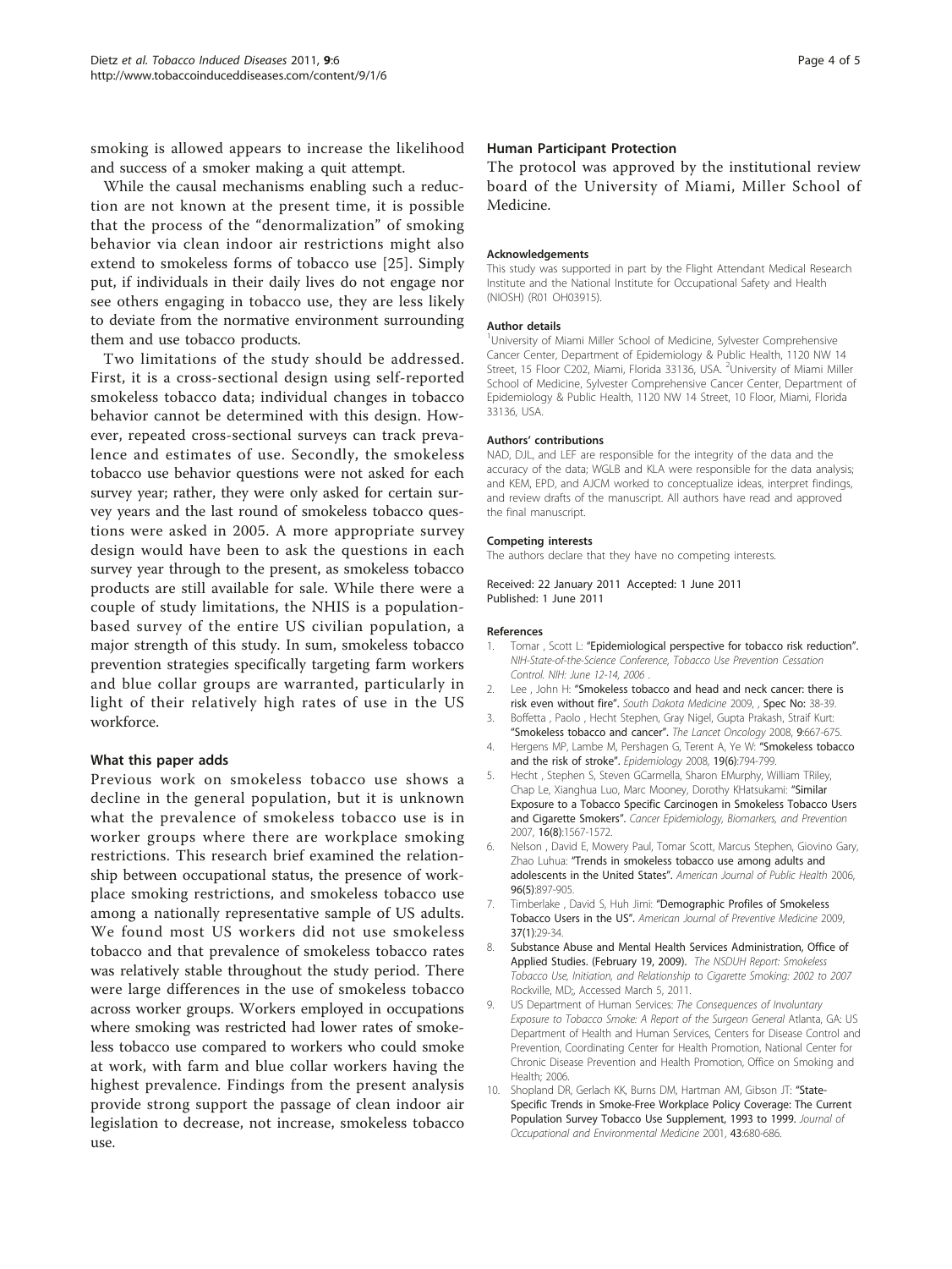smoking is allowed appears to increase the likelihood and success of a smoker making a quit attempt.

While the causal mechanisms enabling such a reduction are not known at the present time, it is possible that the process of the "denormalization" of smoking behavior via clean indoor air restrictions might also extend to smokeless forms of tobacco use [25]. Simply put, if individuals in their daily lives do not engage nor see others engaging in tobacco use, they are less likely to deviate from the normative environment surrounding them and use tobacco products.

Two limitations of the study should be addressed. First, it is a cross-sectional design using self-reported smokeless tobacco data; individual changes in tobacco behavior cannot be determined with this design. However, repeated cross-sectional surveys can track prevalence and estimates of use. Secondly, the smokeless tobacco use behavior questions were not asked for each survey year; rather, they were only asked for certain survey years and the last round of smokeless tobacco questions were asked in 2005. A more appropriate survey design would have been to ask the questions in each survey year through to the present, as smokeless tobacco products are still available for sale. While there were a couple of study limitations, the NHIS is a population-based survey of the entire US civilian population, a major strength of this study. In sum, smokeless tobacco prevention strategies specifically targeting farm workers and blue collar groups are warranted, particularly in light of their relatively high rates of use in the US workforce.

### What this paper adds

Previous work on smokeless tobacco use shows a decline in the general population, but it is unknown what the prevalence of smokeless tobacco use is in worker groups where there are workplace smoking restrictions. This research brief examined the relationship between occupational status, the presence of workplace smoking restrictions, and smokeless tobacco use among a nationally representative sample of US adults. We found most US workers did not use smokeless tobacco and that prevalence of smokeless tobacco rates was relatively stable throughout the study period. There were large differences in the use of smokeless tobacco across worker groups. Workers employed in occupations where smoking was restricted had lower rates of smokeless tobacco use compared to workers who could smoke at work, with farm and blue collar workers having the highest prevalence. Findings from the present analysis provide strong support the passage of clean indoor air legislation to decrease, not increase, smokeless tobacco use.

### Human Participant Protection

The protocol was approved by the institutional review board of the University of Miami, Miller School of Medicine.

#### Acknowledgements

This study was supported in part by the Flight Attendant Medical Research Institute and the National Institute for Occupational Safety and Health (NIOSH) (R01 OH03915).

#### Author details

[1]University of Miami Miller School of Medicine, Sylvester Comprehensive Cancer Center, Department of Epidemiology & Public Health, 1120 NW 14 Street, 15 Floor C202, Miami, Florida 33136, USA. [2]University of Miami Miller School of Medicine, Sylvester Comprehensive Cancer Center, Department of Epidemiology & Public Health, 1120 NW 14 Street, 10 Floor, Miami, Florida 33136, USA.

#### Authors' contributions

NAD, DJL, and LEF are responsible for the integrity of the data and the accuracy of the data; WGLB and KLA were responsible for the data analysis; and KEM, EPD, and AJCM worked to conceptualize ideas, interpret findings, and review drafts of the manuscript. All authors have read and approved the final manuscript.

#### Competing interests

The authors declare that they have no competing interests.

Received: 22 January 2011 Accepted: 1 June 2011
Published: 1 June 2011

#### References

1. Tomar , Scott L: **"Epidemiological perspective for tobacco risk reduction".** *NIH-State-of-the-Science Conference, Tobacco Use Prevention Cessation Control. NIH: June 12-14, 2006* .
2. Lee , John H: **"Smokeless tobacco and head and neck cancer: there is risk even without fire".** *South Dakota Medicine* 2009, , **Spec No:** 38-39.
3. Boffetta , Paolo , Hecht Stephen, Gray Nigel, Gupta Prakash, Straif Kurt: **"Smokeless tobacco and cancer".** *The Lancet Oncology* 2008, **9**:667-675.
4. Hergens MP, Lambe M, Pershagen G, Terent A, Ye W: **"Smokeless tobacco and the risk of stroke".** *Epidemiology* 2008, **19(6)**:794-799.
5. Hecht , Stephen S, Steven GCarmella, Sharon EMurphy, William TRiley, Chap Le, Xianghua Luo, Marc Mooney, Dorothy KHatsukami: **"Similar Exposure to a Tobacco Specific Carcinogen in Smokeless Tobacco Users and Cigarette Smokers".** *Cancer Epidemiology, Biomarkers, and Prevention* 2007, **16(8)**:1567-1572.
6. Nelson , David E, Mowery Paul, Tomar Scott, Marcus Stephen, Giovino Gary, Zhao Luhua: **"Trends in smokeless tobacco use among adults and adolescents in the United States".** *American Journal of Public Health* 2006, **96(5)**:897-905.
7. Timberlake , David S, Huh Jimi: **"Demographic Profiles of Smokeless Tobacco Users in the US".** *American Journal of Preventive Medicine* 2009, **37(1)**:29-34.
8. **Substance Abuse and Mental Health Services Administration, Office of Applied Studies. (February 19, 2009).** *The NSDUH Report: Smokeless Tobacco Use, Initiation, and Relationship to Cigarette Smoking: 2002 to 2007* Rockville, MD;, Accessed March 5, 2011.
9. US Department of Human Services: *The Consequences of Involuntary Exposure to Tobacco Smoke: A Report of the Surgeon General* Atlanta, GA: US Department of Health and Human Services, Centers for Disease Control and Prevention, Coordinating Center for Health Promotion, National Center for Chronic Disease Prevention and Health Promotion, Office on Smoking and Health; 2006.
10. Shopland DR, Gerlach KK, Burns DM, Hartman AM, Gibson JT: **"State-Specific Trends in Smoke-Free Workplace Policy Coverage: The Current Population Survey Tobacco Use Supplement, 1993 to 1999.** *Journal of Occupational and Environmental Medicine* 2001, **43**:680-686.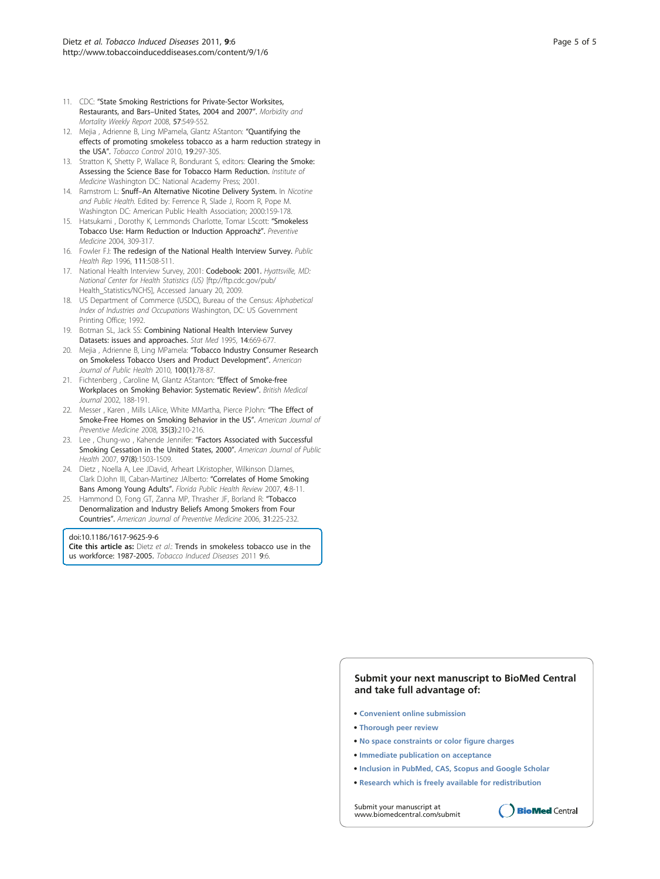11. CDC: "**State Smoking Restrictions for Private-Sector Worksites, Restaurants, and Bars–United States, 2004 and 2007**". *Morbidity and Mortality Weekly Report* 2008, **57**:549-552.
12. Mejia , Adrienne B, Ling MPamela, Glantz AStanton: "**Quantifying the effects of promoting smokeless tobacco as a harm reduction strategy in the USA**". *Tobacco Control* 2010, **19**:297-305.
13. Stratton K, Shetty P, Wallace R, Bondurant S, editors: **Clearing the Smoke: Assessing the Science Base for Tobacco Harm Reduction.** *Institute of Medicine* Washington DC: National Academy Press; 2001.
14. Ramstrom L: **Snuff–An Alternative Nicotine Delivery System.** In *Nicotine and Public Health.* Edited by: Ferrence R, Slade J, Room R, Pope M. Washington DC: American Public Health Association; 2000:159-178.
15. Hatsukami , Dorothy K, Lemmonds Charlotte, Tomar LScott: "**Smokeless Tobacco Use: Harm Reduction or Induction Approachž**". *Preventive Medicine* 2004, 309-317.
16. Fowler FJ: **The redesign of the National Health Interview Survey.** *Public Health Rep* 1996, **111**:508-511.
17. National Health Interview Survey, 2001: **Codebook: 2001.** *Hyattsville, MD: National Center for Health Statistics (US)* [ftp://ftp.cdc.gov/pub/Health_Statistics/NCHS], Accessed January 20, 2009.
18. US Department of Commerce (USDC), Bureau of the Census: *Alphabetical Index of Industries and Occupations* Washington, DC: US Government Printing Office; 1992.
19. Botman SL, Jack SS: **Combining National Health Interview Survey Datasets: issues and approaches.** *Stat Med* 1995, **14**:669-677.
20. Mejia , Adrienne B, Ling MPamela: "**Tobacco Industry Consumer Research on Smokeless Tobacco Users and Product Development**". *American Journal of Public Health* 2010, **100(1)**:78-87.
21. Fichtenberg , Caroline M, Glantz AStanton: "**Effect of Smoke-free Workplaces on Smoking Behavior: Systematic Review**". *British Medical Journal* 2002, 188-191.
22. Messer , Karen , Mills LAlice, White MMartha, Pierce PJohn: "**The Effect of Smoke-Free Homes on Smoking Behavior in the US**". *American Journal of Preventive Medicine* 2008, **35(3)**:210-216.
23. Lee , Chung-wo , Kahende Jennifer: "**Factors Associated with Successful Smoking Cessation in the United States, 2000**". *American Journal of Public Health* 2007, **97(8)**:1503-1509.
24. Dietz , Noella A, Lee JDavid, Arheart LKristopher, Wilkinson DJames, Clark DJohn III, Caban-Martinez JAlberto: "**Correlates of Home Smoking Bans Among Young Adults**". *Florida Public Health Review* 2007, **4**:8-11.
25. Hammond D, Fong GT, Zanna MP, Thrasher JF, Borland R: "**Tobacco Denormalization and Industry Beliefs Among Smokers from Four Countries**". *American Journal of Preventive Medicine* 2006, **31**:225-232.

doi:10.1186/1617-9625-9-6
**Cite this article as:** Dietz *et al.*: Trends in smokeless tobacco use in the us workforce: 1987-2005. *Tobacco Induced Diseases* 2011 **9**:6.

**Submit your next manuscript to BioMed Central and take full advantage of:**

- Convenient online submission
- Thorough peer review
- No space constraints or color figure charges
- Immediate publication on acceptance
- Inclusion in PubMed, CAS, Scopus and Google Scholar
- Research which is freely available for redistribution

Submit your manuscript at
www.biomedcentral.com/submit

BioMed Central